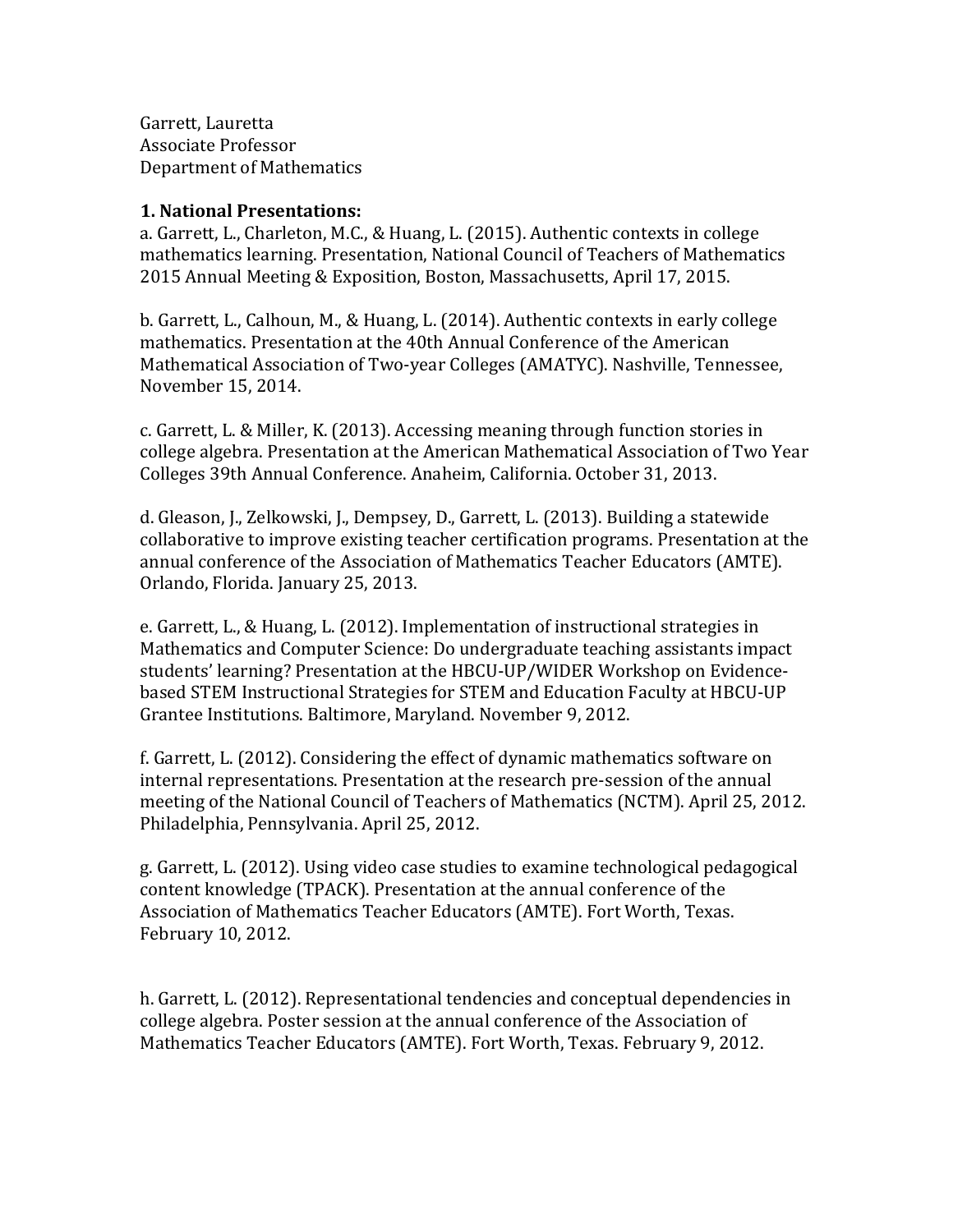Garrett, Lauretta
Associate Professor
Department of Mathematics

**1. National Presentations:**

a. Garrett, L., Charleton, M.C., & Huang, L. (2015). Authentic contexts in college mathematics learning. Presentation, National Council of Teachers of Mathematics 2015 Annual Meeting & Exposition, Boston, Massachusetts, April 17, 2015.

b. Garrett, L., Calhoun, M., & Huang, L. (2014). Authentic contexts in early college mathematics. Presentation at the 40th Annual Conference of the American Mathematical Association of Two-year Colleges (AMATYC). Nashville, Tennessee, November 15, 2014.

c. Garrett, L. & Miller, K. (2013). Accessing meaning through function stories in college algebra. Presentation at the American Mathematical Association of Two Year Colleges 39th Annual Conference. Anaheim, California. October 31, 2013.

d. Gleason, J., Zelkowski, J., Dempsey, D., Garrett, L. (2013). Building a statewide collaborative to improve existing teacher certification programs. Presentation at the annual conference of the Association of Mathematics Teacher Educators (AMTE). Orlando, Florida. January 25, 2013.

e. Garrett, L., & Huang, L. (2012). Implementation of instructional strategies in Mathematics and Computer Science: Do undergraduate teaching assistants impact students' learning? Presentation at the HBCU-UP/WIDER Workshop on Evidence-based STEM Instructional Strategies for STEM and Education Faculty at HBCU-UP Grantee Institutions. Baltimore, Maryland. November 9, 2012.

f. Garrett, L. (2012). Considering the effect of dynamic mathematics software on internal representations. Presentation at the research pre-session of the annual meeting of the National Council of Teachers of Mathematics (NCTM). April 25, 2012. Philadelphia, Pennsylvania. April 25, 2012.

g. Garrett, L. (2012). Using video case studies to examine technological pedagogical content knowledge (TPACK). Presentation at the annual conference of the Association of Mathematics Teacher Educators (AMTE). Fort Worth, Texas. February 10, 2012.

h. Garrett, L. (2012). Representational tendencies and conceptual dependencies in college algebra. Poster session at the annual conference of the Association of Mathematics Teacher Educators (AMTE). Fort Worth, Texas. February 9, 2012.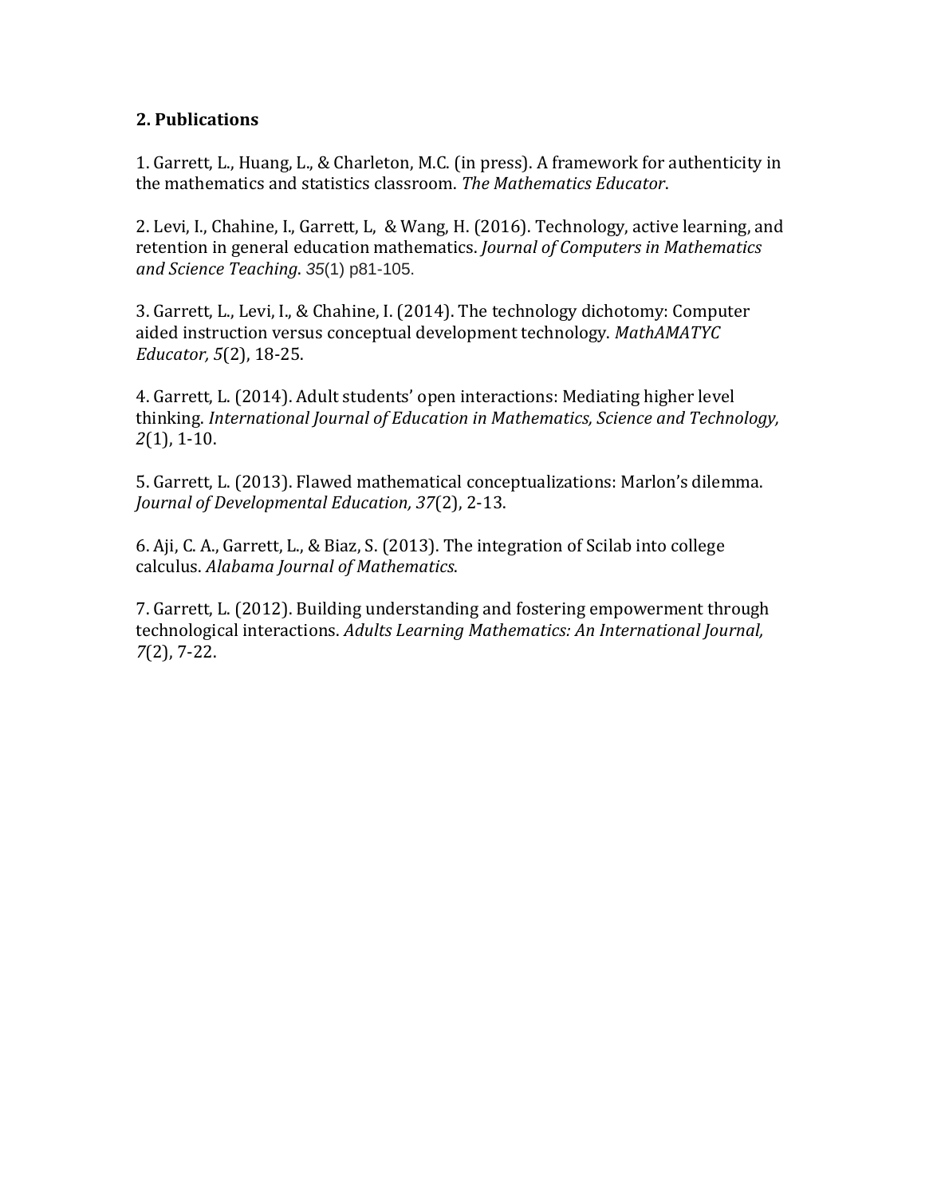## 2. Publications

1. Garrett, L., Huang, L., & Charleton, M.C. (in press). A framework for authenticity in the mathematics and statistics classroom. *The Mathematics Educator*.

2. Levi, I., Chahine, I., Garrett, L, & Wang, H. (2016). Technology, active learning, and retention in general education mathematics. *Journal of Computers in Mathematics and Science Teaching*. *35*(1) p81-105.

3. Garrett, L., Levi, I., & Chahine, I. (2014). The technology dichotomy: Computer aided instruction versus conceptual development technology. *MathAMATYC Educator, 5*(2), 18-25.

4. Garrett, L. (2014). Adult students' open interactions: Mediating higher level thinking. *International Journal of Education in Mathematics, Science and Technology, 2*(1), 1-10.

5. Garrett, L. (2013). Flawed mathematical conceptualizations: Marlon's dilemma. *Journal of Developmental Education, 37*(2), 2-13.

6. Aji, C. A., Garrett, L., & Biaz, S. (2013). The integration of Scilab into college calculus. *Alabama Journal of Mathematics*.

7. Garrett, L. (2012). Building understanding and fostering empowerment through technological interactions. *Adults Learning Mathematics: An International Journal, 7*(2), 7-22.